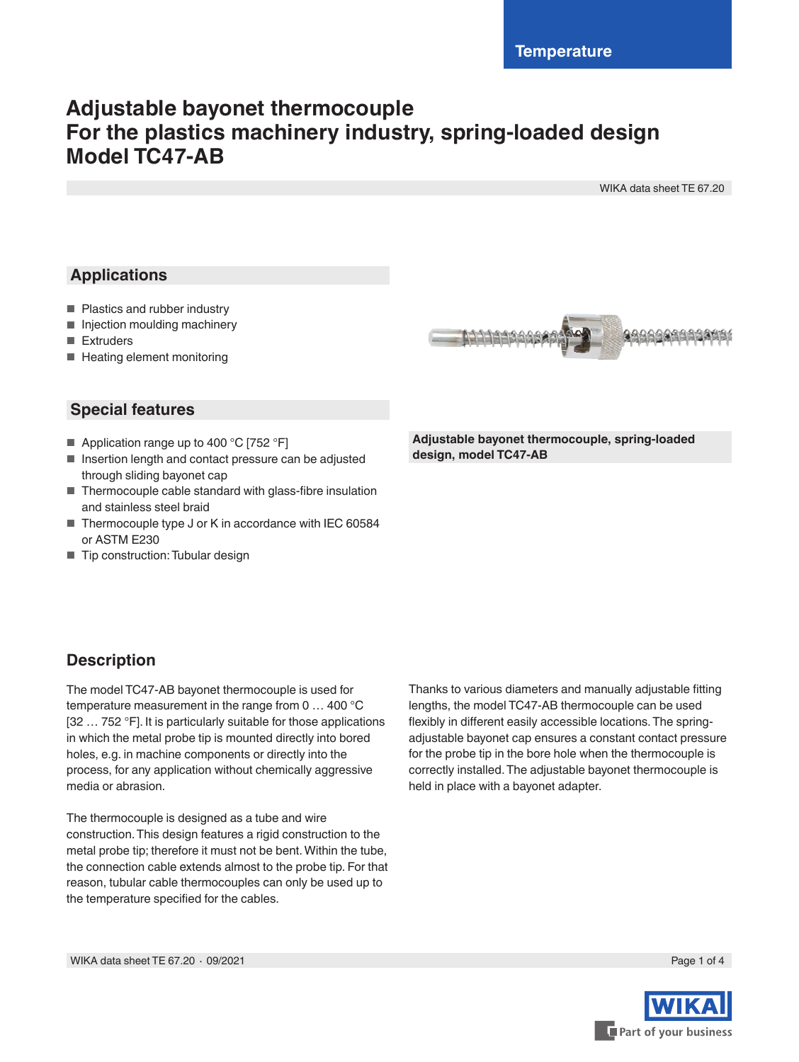Temperature

# Adjustable bayonet thermocouple
# For the plastics machinery industry, spring-loaded design
# Model TC47-AB

WIKA data sheet TE 67.20

## Applications

- Plastics and rubber industry
- Injection moulding machinery
- Extruders
- Heating element monitoring

## Special features

- Application range up to 400 °C [752 °F]
- Insertion length and contact pressure can be adjusted through sliding bayonet cap
- Thermocouple cable standard with glass-fibre insulation and stainless steel braid
- Thermocouple type J or K in accordance with IEC 60584 or ASTM E230
- Tip construction: Tubular design

**Adjustable bayonet thermocouple, spring-loaded design, model TC47-AB**

## Description

The model TC47-AB bayonet thermocouple is used for temperature measurement in the range from 0 … 400 °C [32 … 752 °F]. It is particularly suitable for those applications in which the metal probe tip is mounted directly into bored holes, e.g. in machine components or directly into the process, for any application without chemically aggressive media or abrasion.

The thermocouple is designed as a tube and wire construction. This design features a rigid construction to the metal probe tip; therefore it must not be bent. Within the tube, the connection cable extends almost to the probe tip. For that reason, tubular cable thermocouples can only be used up to the temperature specified for the cables.

Thanks to various diameters and manually adjustable fitting lengths, the model TC47-AB thermocouple can be used flexibly in different easily accessible locations. The spring-adjustable bayonet cap ensures a constant contact pressure for the probe tip in the bore hole when the thermocouple is correctly installed. The adjustable bayonet thermocouple is held in place with a bayonet adapter.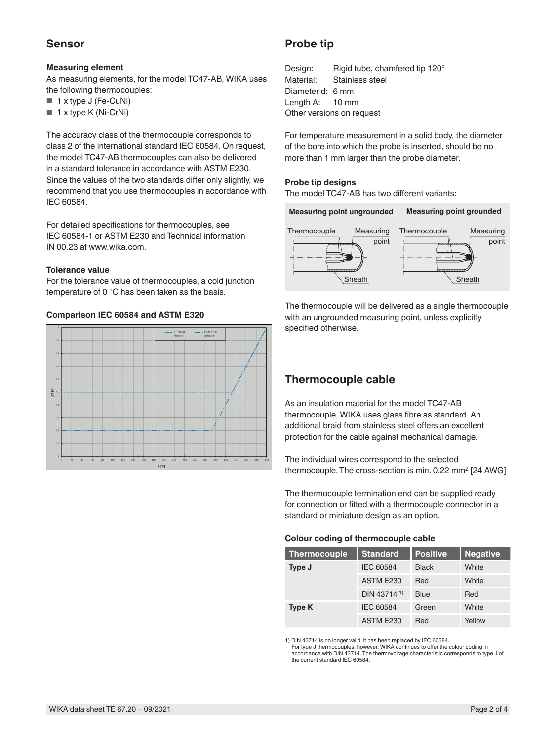## Sensor

### Measuring element

As measuring elements, for the model TC47-AB, WIKA uses the following thermocouples:

- 1 x type J (Fe-CuNi)
- 1 x type K (Ni-CrNi)

The accuracy class of the thermocouple corresponds to class 2 of the international standard IEC 60584. On request, the model TC47-AB thermocouples can also be delivered in a standard tolerance in accordance with ASTM E230. Since the values of the two standards differ only slightly, we recommend that you use thermocouples in accordance with IEC 60584.

For detailed specifications for thermocouples, see IEC 60584-1 or ASTM E230 and Technical information IN 00.23 at www.wika.com.

### Tolerance value

For the tolerance value of thermocouples, a cold junction temperature of 0 °C has been taken as the basis.

### Comparison IEC 60584 and ASTM E320

## Probe tip

Design: Rigid tube, chamfered tip 120°
Material: Stainless steel
Diameter d: 6 mm
Length A: 10 mm
Other versions on request

For temperature measurement in a solid body, the diameter of the bore into which the probe is inserted, should be no more than 1 mm larger than the probe diameter.

### Probe tip designs

The model TC47-AB has two different variants:

**Measuring point ungrounded** | **Measuring point grounded**

The thermocouple will be delivered as a single thermocouple with an ungrounded measuring point, unless explicitly specified otherwise.

## Thermocouple cable

As an insulation material for the model TC47-AB thermocouple, WIKA uses glass fibre as standard. An additional braid from stainless steel offers an excellent protection for the cable against mechanical damage.

The individual wires correspond to the selected thermocouple. The cross-section is min. 0.22 mm² [24 AWG]

The thermocouple termination end can be supplied ready for connection or fitted with a thermocouple connector in a standard or miniature design as an option.

### Colour coding of thermocouple cable

| Thermocouple | Standard | Positive | Negative |
|---|---|---|---|
| **Type J** | IEC 60584 | Black | White |
| | ASTM E230 | Red | White |
| | DIN 43714 [1] | Blue | Red |
| **Type K** | IEC 60584 | Green | White |
| | ASTM E230 | Red | Yellow |

1) DIN 43714 is no longer valid. It has been replaced by IEC 60584.
For type J thermocouples, however, WIKA continues to offer the colour coding in accordance with DIN 43714. The thermovoltage characteristic corresponds to type J of the current standard IEC 60584.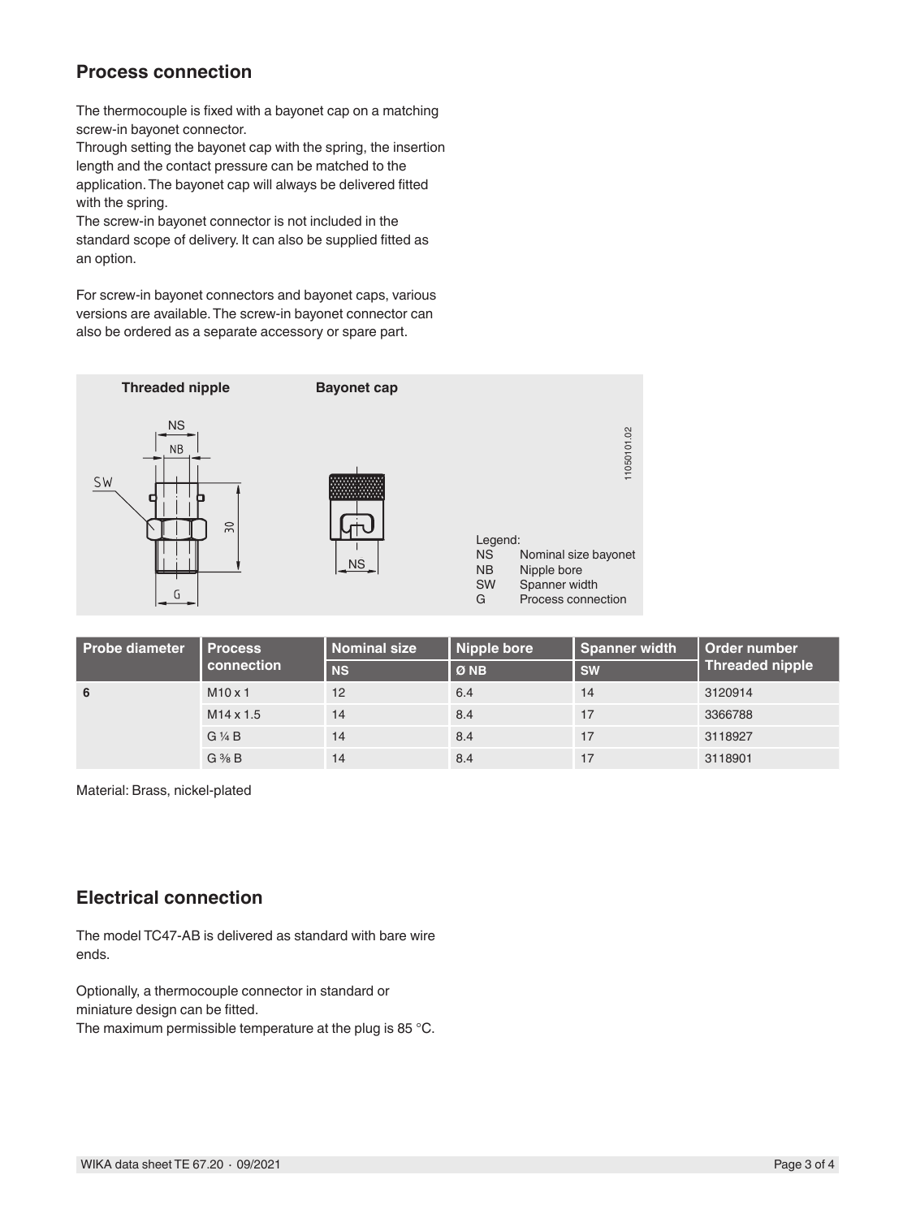## Process connection

The thermocouple is fixed with a bayonet cap on a matching screw-in bayonet connector.
Through setting the bayonet cap with the spring, the insertion length and the contact pressure can be matched to the application. The bayonet cap will always be delivered fitted with the spring.
The screw-in bayonet connector is not included in the standard scope of delivery. It can also be supplied fitted as an option.

For screw-in bayonet connectors and bayonet caps, various versions are available. The screw-in bayonet connector can also be ordered as a separate accessory or spare part.

**Threaded nipple** **Bayonet cap**

Legend:
NS Nominal size bayonet
NB Nipple bore
SW Spanner width
G Process connection

| Probe diameter | Process connection | Nominal size NS | Nipple bore Ø NB | Spanner width SW | Order number Threaded nipple |
|---|---|---|---|---|---|
| **6** | M10 x 1 | 12 | 6.4 | 14 | 3120914 |
| | M14 x 1.5 | 14 | 8.4 | 17 | 3366788 |
| | G ¼ B | 14 | 8.4 | 17 | 3118927 |
| | G ⅜ B | 14 | 8.4 | 17 | 3118901 |

Material: Brass, nickel-plated

## Electrical connection

The model TC47-AB is delivered as standard with bare wire ends.

Optionally, a thermocouple connector in standard or miniature design can be fitted.
The maximum permissible temperature at the plug is 85 °C.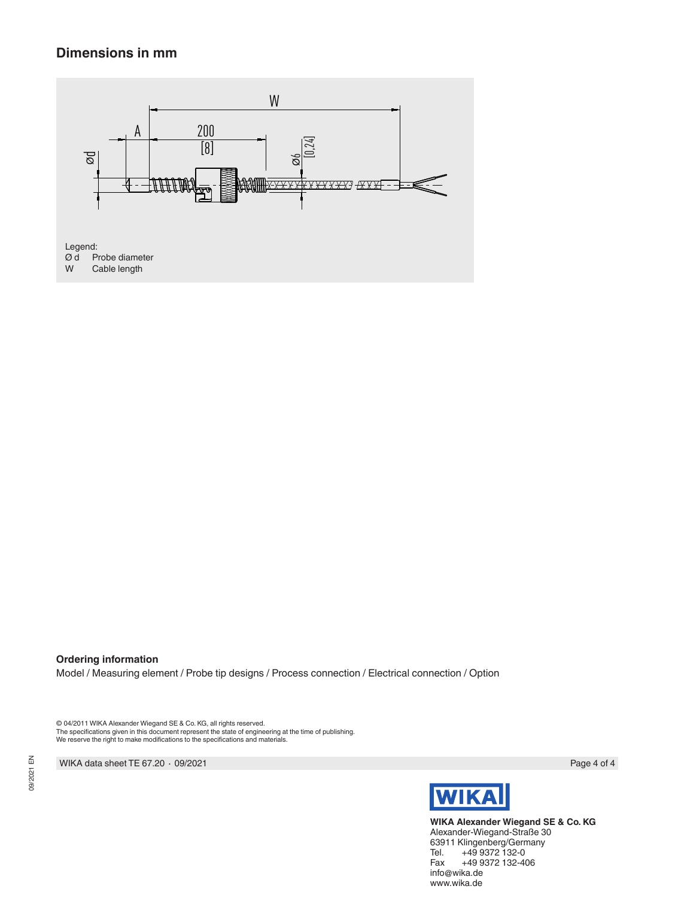## Dimensions in mm

W

A

200

[8]

Ød

Ø6

[0,24]

Legend:

Ø d Probe diameter

W Cable length

**Ordering information**

Model / Measuring element / Probe tip designs / Process connection / Electrical connection / Option

© 04/2011 WIKA Alexander Wiegand SE & Co. KG, all rights reserved.
The specifications given in this document represent the state of engineering at the time of publishing.
We reserve the right to make modifications to the specifications and materials.

**WIKA Alexander Wiegand SE & Co. KG**
Alexander-Wiegand-Straße 30
63911 Klingenberg/Germany
Tel. +49 9372 132-0
Fax +49 9372 132-406
info@wika.de
www.wika.de